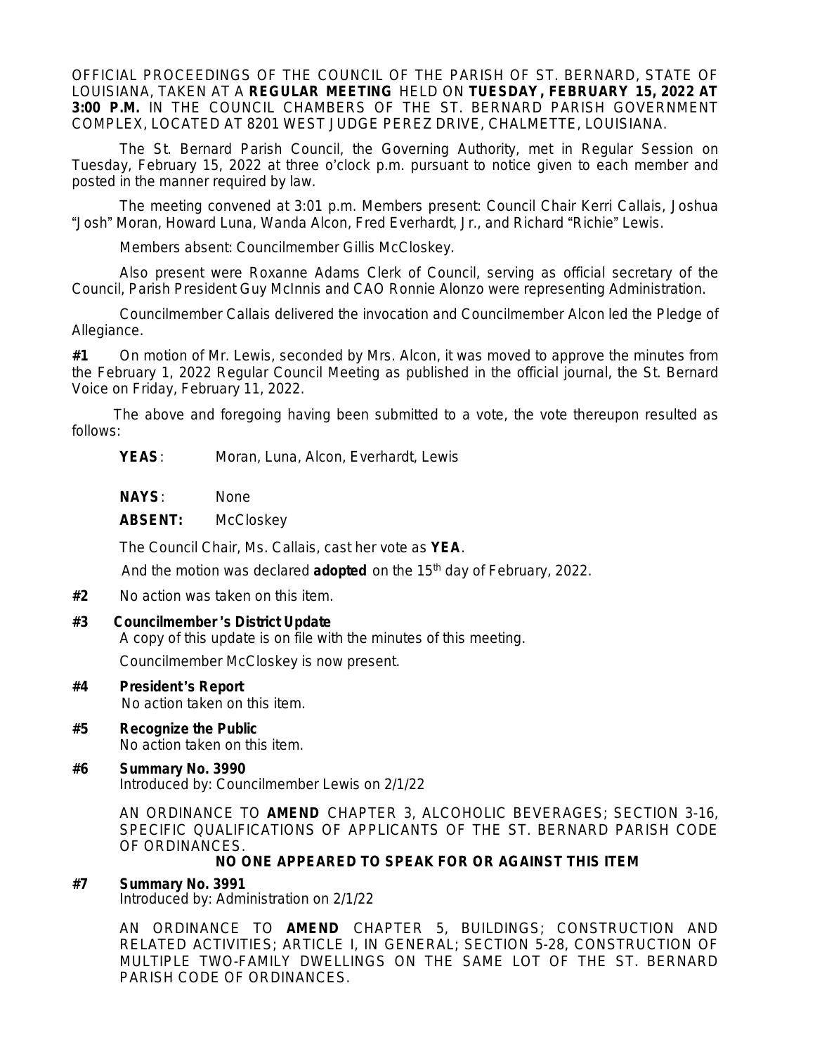OFFICIAL PROCEEDINGS OF THE COUNCIL OF THE PARISH OF ST. BERNARD, STATE OF LOUISIANA, TAKEN AT A **REGULAR MEETING** HELD ON **TUESDAY, FEBRUARY 15, 2022 AT 3:00 P.M.** IN THE COUNCIL CHAMBERS OF THE ST. BERNARD PARISH GOVERNMENT COMPLEX, LOCATED AT 8201 WEST JUDGE PEREZ DRIVE, CHALMETTE, LOUISIANA.

The St. Bernard Parish Council, the Governing Authority, met in Regular Session on Tuesday, February 15, 2022 at three o'clock p.m. pursuant to notice given to each member and posted in the manner required by law.

The meeting convened at 3:01 p.m. Members present: Council Chair Kerri Callais, Joshua "Josh" Moran, Howard Luna, Wanda Alcon, Fred Everhardt, Jr., and Richard "Richie" Lewis.

Members absent: Councilmember Gillis McCloskey.

Also present were Roxanne Adams Clerk of Council, serving as official secretary of the Council, Parish President Guy McInnis and CAO Ronnie Alonzo were representing Administration.

Councilmember Callais delivered the invocation and Councilmember Alcon led the Pledge of Allegiance.

**#1** On motion of Mr. Lewis, seconded by Mrs. Alcon, it was moved to approve the minutes from the February 1, 2022 Regular Council Meeting as published in the official journal, the St. Bernard Voice on Friday, February 11, 2022.

The above and foregoing having been submitted to a vote, the vote thereupon resulted as follows:

**YEAS**: Moran, Luna, Alcon, Everhardt, Lewis

**NAYS**: None

**ABSENT:** McCloskey

The Council Chair, Ms. Callais, cast her vote as **YEA**.

And the motion was declared **adopted** on the 15th day of February, 2022.

**#2** No action was taken on this item.

**#3 Councilmember's District Update**
A copy of this update is on file with the minutes of this meeting.

Councilmember McCloskey is now present.

**#4 President's Report**
No action taken on this item.

**#5 Recognize the Public**
No action taken on this item.

**#6 Summary No. 3990**
Introduced by: Councilmember Lewis on 2/1/22

AN ORDINANCE TO **AMEND** CHAPTER 3, ALCOHOLIC BEVERAGES; SECTION 3-16, SPECIFIC QUALIFICATIONS OF APPLICANTS OF THE ST. BERNARD PARISH CODE OF ORDINANCES.

**NO ONE APPEARED TO SPEAK FOR OR AGAINST THIS ITEM**

**#7 Summary No. 3991**
Introduced by: Administration on 2/1/22

AN ORDINANCE TO **AMEND** CHAPTER 5, BUILDINGS; CONSTRUCTION AND RELATED ACTIVITIES; ARTICLE I, IN GENERAL; SECTION 5-28, CONSTRUCTION OF MULTIPLE TWO-FAMILY DWELLINGS ON THE SAME LOT OF THE ST. BERNARD PARISH CODE OF ORDINANCES.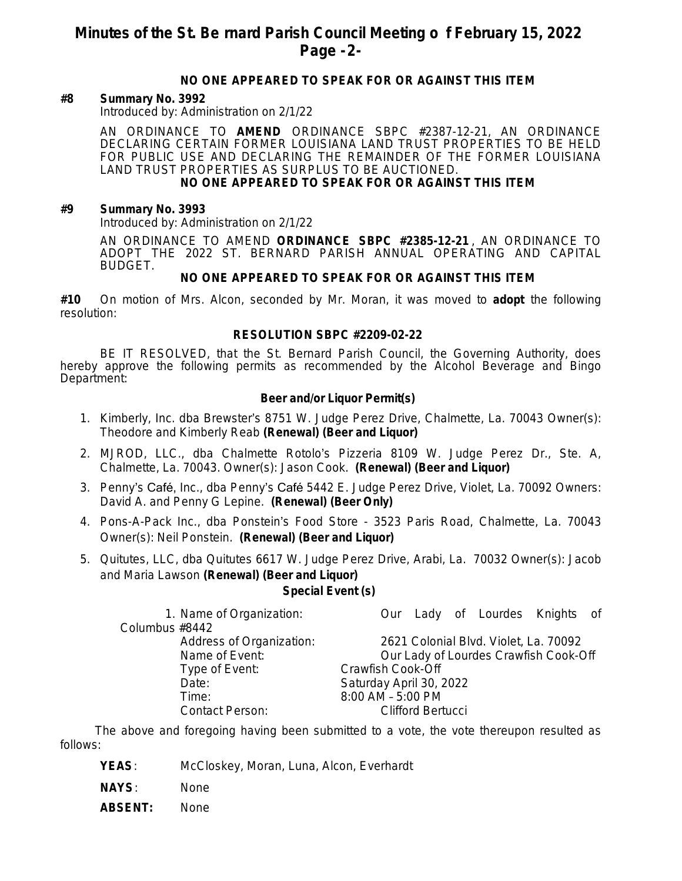**NO ONE APPEARED TO SPEAK FOR OR AGAINST THIS ITEM**

**#8 Summary No. 3992**

Introduced by: Administration on 2/1/22

AN ORDINANCE TO **AMEND** ORDINANCE SBPC #2387-12-21, AN ORDINANCE DECLARING CERTAIN FORMER LOUISIANA LAND TRUST PROPERTIES TO BE HELD FOR PUBLIC USE AND DECLARING THE REMAINDER OF THE FORMER LOUISIANA LAND TRUST PROPERTIES AS SURPLUS TO BE AUCTIONED.

**NO ONE APPEARED TO SPEAK FOR OR AGAINST THIS ITEM**

**#9 Summary No. 3993**

Introduced by: Administration on 2/1/22

AN ORDINANCE TO AMEND **ORDINANCE SBPC #2385-12-21**, AN ORDINANCE TO ADOPT THE 2022 ST. BERNARD PARISH ANNUAL OPERATING AND CAPITAL BUDGET.

**NO ONE APPEARED TO SPEAK FOR OR AGAINST THIS ITEM**

**#10** On motion of Mrs. Alcon, seconded by Mr. Moran, it was moved to **adopt** the following resolution:

**RESOLUTION SBPC #2209-02-22**

BE IT RESOLVED, that the St. Bernard Parish Council, the Governing Authority, does hereby approve the following permits as recommended by the Alcohol Beverage and Bingo Department:

**Beer and/or Liquor Permit(s)**

1. Kimberly, Inc. dba Brewster's 8751 W. Judge Perez Drive, Chalmette, La. 70043 Owner(s): Theodore and Kimberly Reab **(Renewal) (Beer and Liquor)**
2. MJROD, LLC., dba Chalmette Rotolo's Pizzeria 8109 W. Judge Perez Dr., Ste. A, Chalmette, La. 70043. Owner(s): Jason Cook. **(Renewal) (Beer and Liquor)**
3. Penny's Café, Inc., dba Penny's Café 5442 E. Judge Perez Drive, Violet, La. 70092 Owners: David A. and Penny G Lepine. **(Renewal) (Beer Only)**
4. Pons-A-Pack Inc., dba Ponstein's Food Store - 3523 Paris Road, Chalmette, La. 70043 Owner(s): Neil Ponstein. **(Renewal) (Beer and Liquor)**
5. Quitutes, LLC, dba Quitutes 6617 W. Judge Perez Drive, Arabi, La. 70032 Owner(s): Jacob and Maria Lawson **(Renewal) (Beer and Liquor)**

**Special Event (s)**

1. Name of Organization: Our Lady of Lourdes Knights of Columbus #8442
   Address of Organization: 2621 Colonial Blvd. Violet, La. 70092
   Name of Event: Our Lady of Lourdes Crawfish Cook-Off
   Type of Event: Crawfish Cook-Off
   Date: Saturday April 30, 2022
   Time: 8:00 AM – 5:00 PM
   Contact Person: Clifford Bertucci

The above and foregoing having been submitted to a vote, the vote thereupon resulted as follows:

**YEAS**: McCloskey, Moran, Luna, Alcon, Everhardt

**NAYS**: None

**ABSENT:** None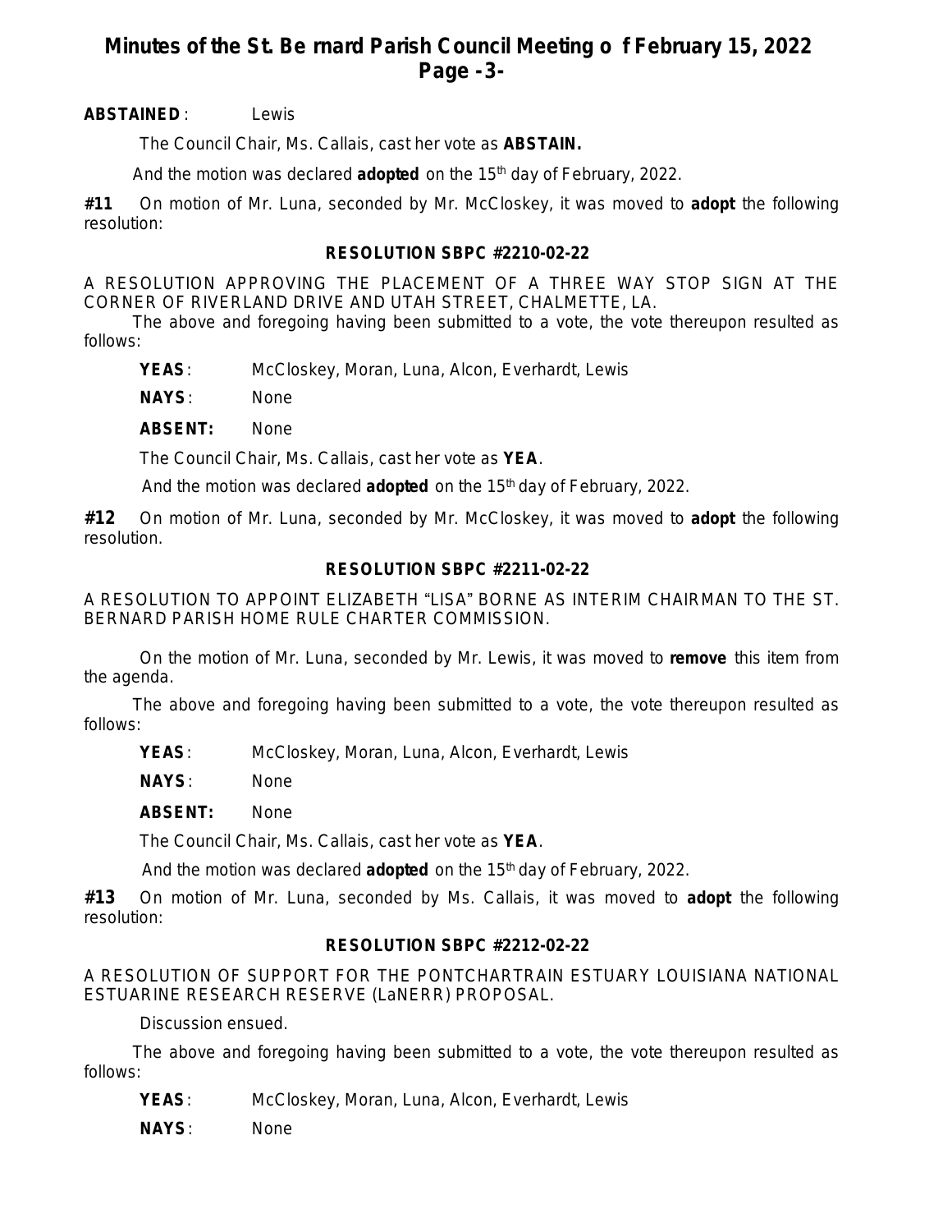**ABSTAINED**: Lewis

The Council Chair, Ms. Callais, cast her vote as **ABSTAIN.**

And the motion was declared **adopted** on the 15th day of February, 2022.

**#11** On motion of Mr. Luna, seconded by Mr. McCloskey, it was moved to **adopt** the following resolution:

**RESOLUTION SBPC #2210-02-22**

A RESOLUTION APPROVING THE PLACEMENT OF A THREE WAY STOP SIGN AT THE CORNER OF RIVERLAND DRIVE AND UTAH STREET, CHALMETTE, LA.

The above and foregoing having been submitted to a vote, the vote thereupon resulted as follows:

**YEAS**: McCloskey, Moran, Luna, Alcon, Everhardt, Lewis

**NAYS**: None

**ABSENT:** None

The Council Chair, Ms. Callais, cast her vote as **YEA**.

And the motion was declared **adopted** on the 15th day of February, 2022.

**#12** On motion of Mr. Luna, seconded by Mr. McCloskey, it was moved to **adopt** the following resolution.

**RESOLUTION SBPC #2211-02-22**

A RESOLUTION TO APPOINT ELIZABETH "LISA" BORNE AS INTERIM CHAIRMAN TO THE ST. BERNARD PARISH HOME RULE CHARTER COMMISSION.

On the motion of Mr. Luna, seconded by Mr. Lewis, it was moved to **remove** this item from the agenda.

The above and foregoing having been submitted to a vote, the vote thereupon resulted as follows:

**YEAS**: McCloskey, Moran, Luna, Alcon, Everhardt, Lewis

**NAYS**: None

**ABSENT:** None

The Council Chair, Ms. Callais, cast her vote as **YEA**.

And the motion was declared **adopted** on the 15th day of February, 2022.

**#13** On motion of Mr. Luna, seconded by Ms. Callais, it was moved to **adopt** the following resolution:

**RESOLUTION SBPC #2212-02-22**

A RESOLUTION OF SUPPORT FOR THE PONTCHARTRAIN ESTUARY LOUISIANA NATIONAL ESTUARINE RESEARCH RESERVE (LaNERR) PROPOSAL.

Discussion ensued.

The above and foregoing having been submitted to a vote, the vote thereupon resulted as follows:

**YEAS**: McCloskey, Moran, Luna, Alcon, Everhardt, Lewis

**NAYS**: None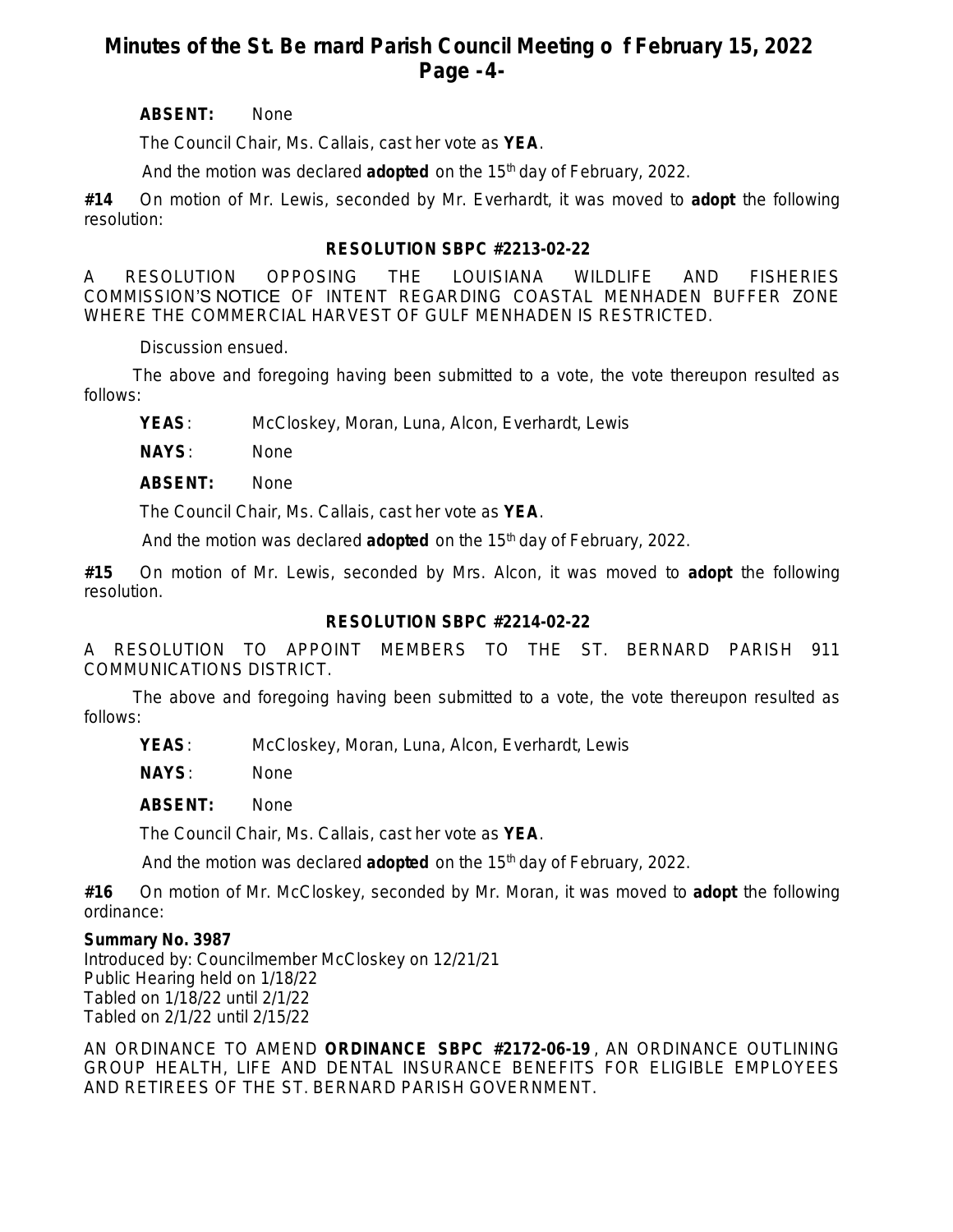**ABSENT:** None

The Council Chair, Ms. Callais, cast her vote as **YEA**.

And the motion was declared **adopted** on the 15th day of February, 2022.

**#14** On motion of Mr. Lewis, seconded by Mr. Everhardt, it was moved to **adopt** the following resolution:

**RESOLUTION SBPC #2213-02-22**

A RESOLUTION OPPOSING THE LOUISIANA WILDLIFE AND FISHERIES COMMISSION'S NOTICE OF INTENT REGARDING COASTAL MENHADEN BUFFER ZONE WHERE THE COMMERCIAL HARVEST OF GULF MENHADEN IS RESTRICTED.

Discussion ensued.

The above and foregoing having been submitted to a vote, the vote thereupon resulted as follows:

**YEAS**: McCloskey, Moran, Luna, Alcon, Everhardt, Lewis

**NAYS**: None

**ABSENT:** None

The Council Chair, Ms. Callais, cast her vote as **YEA**.

And the motion was declared **adopted** on the 15th day of February, 2022.

**#15** On motion of Mr. Lewis, seconded by Mrs. Alcon, it was moved to **adopt** the following resolution.

**RESOLUTION SBPC #2214-02-22**

A RESOLUTION TO APPOINT MEMBERS TO THE ST. BERNARD PARISH 911 COMMUNICATIONS DISTRICT.

The above and foregoing having been submitted to a vote, the vote thereupon resulted as follows:

**YEAS**: McCloskey, Moran, Luna, Alcon, Everhardt, Lewis

**NAYS**: None

**ABSENT:** None

The Council Chair, Ms. Callais, cast her vote as **YEA**.

And the motion was declared **adopted** on the 15th day of February, 2022.

**#16** On motion of Mr. McCloskey, seconded by Mr. Moran, it was moved to **adopt** the following ordinance:

**Summary No. 3987**
Introduced by: Councilmember McCloskey on 12/21/21
Public Hearing held on 1/18/22
Tabled on 1/18/22 until 2/1/22
Tabled on 2/1/22 until 2/15/22

AN ORDINANCE TO AMEND **ORDINANCE SBPC #2172-06-19**, AN ORDINANCE OUTLINING GROUP HEALTH, LIFE AND DENTAL INSURANCE BENEFITS FOR ELIGIBLE EMPLOYEES AND RETIREES OF THE ST. BERNARD PARISH GOVERNMENT.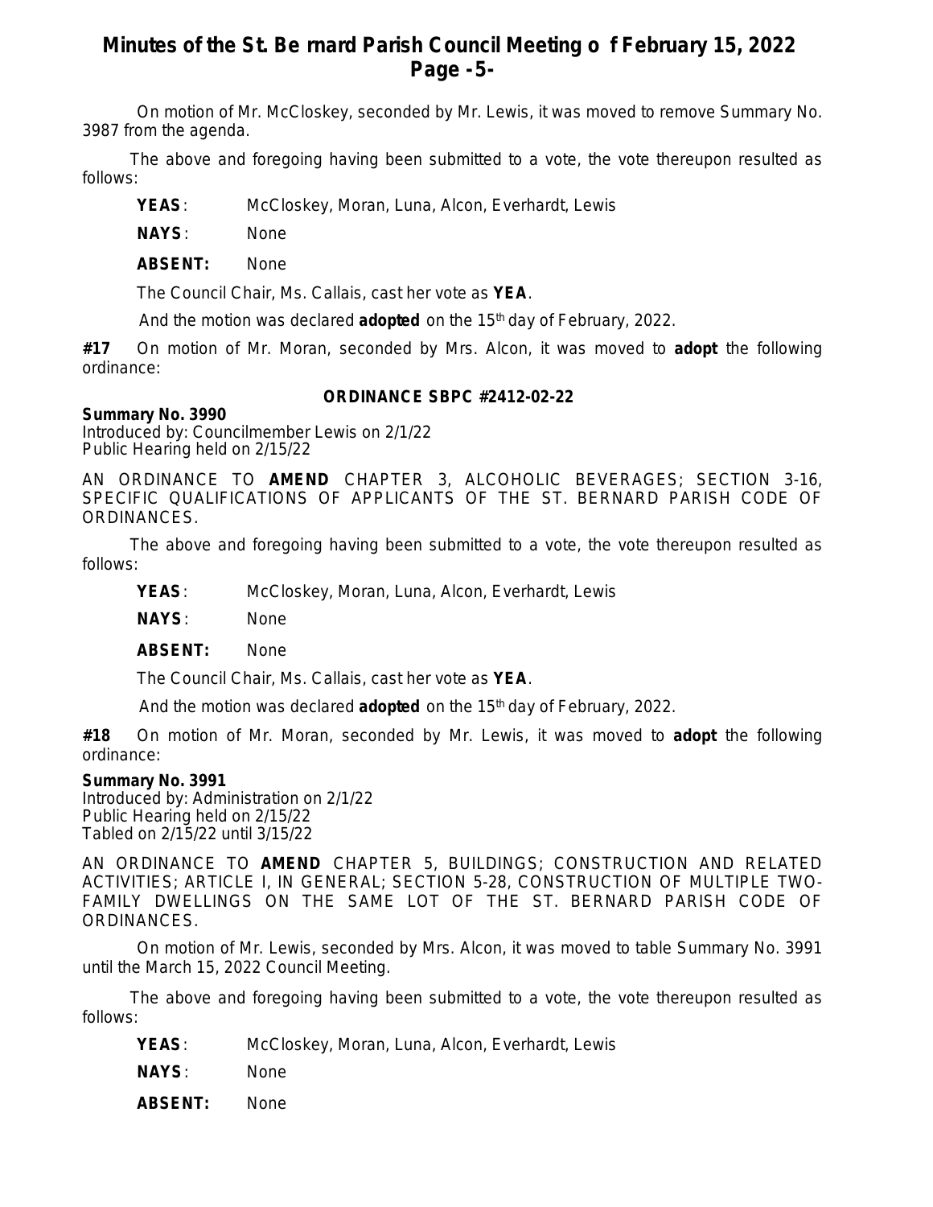On motion of Mr. McCloskey, seconded by Mr. Lewis, it was moved to remove Summary No. 3987 from the agenda.

The above and foregoing having been submitted to a vote, the vote thereupon resulted as follows:

**YEAS**: McCloskey, Moran, Luna, Alcon, Everhardt, Lewis

**NAYS**: None

**ABSENT:** None

The Council Chair, Ms. Callais, cast her vote as **YEA**.

And the motion was declared **adopted** on the 15th day of February, 2022.

**#17** On motion of Mr. Moran, seconded by Mrs. Alcon, it was moved to **adopt** the following ordinance:

**ORDINANCE SBPC #2412-02-22**

**Summary No. 3990**
Introduced by: Councilmember Lewis on 2/1/22
Public Hearing held on 2/15/22

AN ORDINANCE TO **AMEND** CHAPTER 3, ALCOHOLIC BEVERAGES; SECTION 3-16, SPECIFIC QUALIFICATIONS OF APPLICANTS OF THE ST. BERNARD PARISH CODE OF ORDINANCES.

The above and foregoing having been submitted to a vote, the vote thereupon resulted as follows:

**YEAS**: McCloskey, Moran, Luna, Alcon, Everhardt, Lewis

**NAYS**: None

**ABSENT:** None

The Council Chair, Ms. Callais, cast her vote as **YEA**.

And the motion was declared **adopted** on the 15th day of February, 2022.

**#18** On motion of Mr. Moran, seconded by Mr. Lewis, it was moved to **adopt** the following ordinance:

**Summary No. 3991**
Introduced by: Administration on 2/1/22
Public Hearing held on 2/15/22
Tabled on 2/15/22 until 3/15/22

AN ORDINANCE TO **AMEND** CHAPTER 5, BUILDINGS; CONSTRUCTION AND RELATED ACTIVITIES; ARTICLE I, IN GENERAL; SECTION 5-28, CONSTRUCTION OF MULTIPLE TWO-FAMILY DWELLINGS ON THE SAME LOT OF THE ST. BERNARD PARISH CODE OF ORDINANCES.

On motion of Mr. Lewis, seconded by Mrs. Alcon, it was moved to table Summary No. 3991 until the March 15, 2022 Council Meeting.

The above and foregoing having been submitted to a vote, the vote thereupon resulted as follows:

**YEAS**: McCloskey, Moran, Luna, Alcon, Everhardt, Lewis

**NAYS**: None

**ABSENT:** None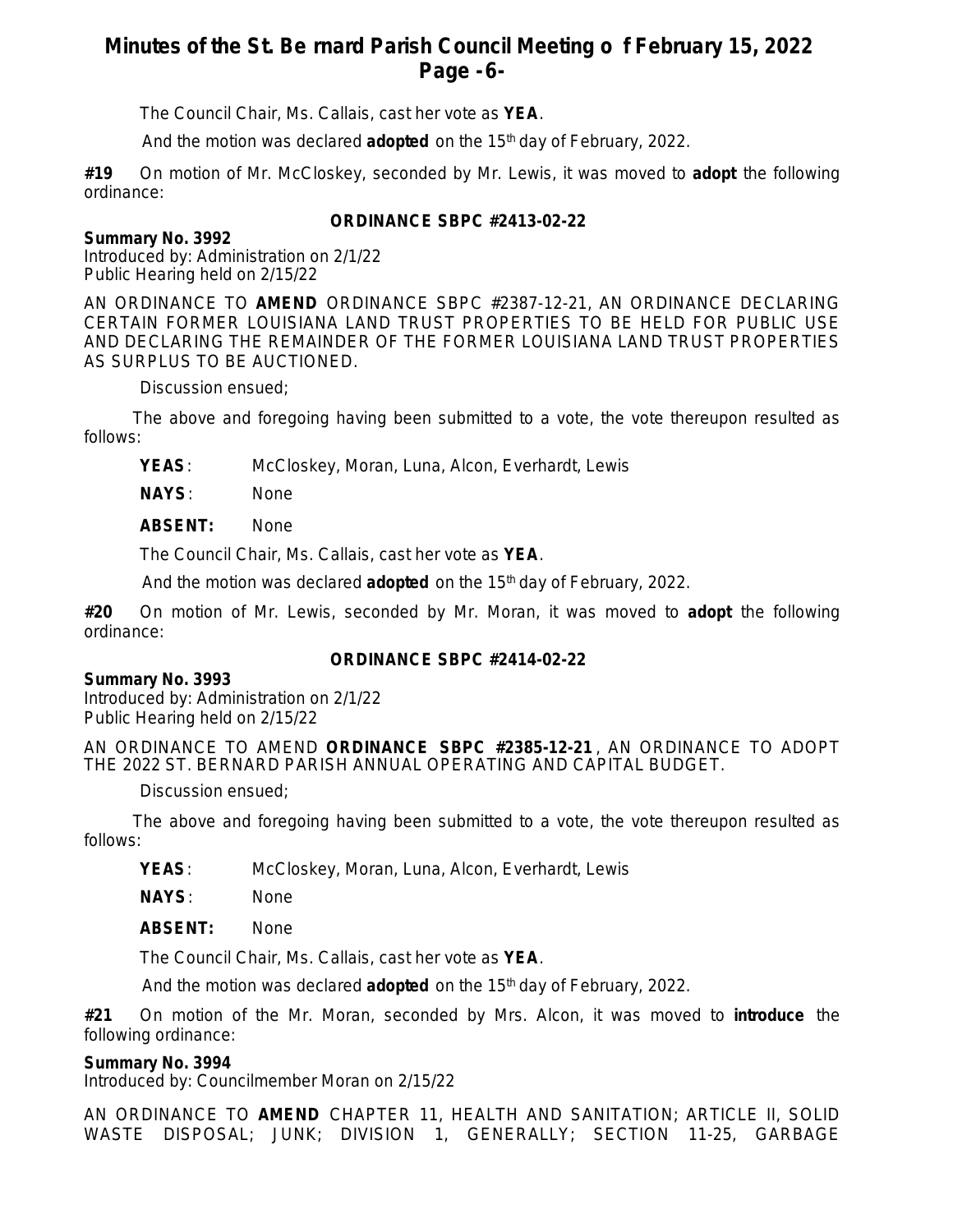The Council Chair, Ms. Callais, cast her vote as **YEA**.

And the motion was declared **adopted** on the 15th day of February, 2022.

**#19** On motion of Mr. McCloskey, seconded by Mr. Lewis, it was moved to **adopt** the following ordinance:

**ORDINANCE SBPC #2413-02-22**

**Summary No. 3992**
Introduced by: Administration on 2/1/22
Public Hearing held on 2/15/22

AN ORDINANCE TO **AMEND** ORDINANCE SBPC #2387-12-21, AN ORDINANCE DECLARING CERTAIN FORMER LOUISIANA LAND TRUST PROPERTIES TO BE HELD FOR PUBLIC USE AND DECLARING THE REMAINDER OF THE FORMER LOUISIANA LAND TRUST PROPERTIES AS SURPLUS TO BE AUCTIONED.

Discussion ensued;

The above and foregoing having been submitted to a vote, the vote thereupon resulted as follows:

**YEAS**: McCloskey, Moran, Luna, Alcon, Everhardt, Lewis

**NAYS**: None

**ABSENT:** None

The Council Chair, Ms. Callais, cast her vote as **YEA**.

And the motion was declared **adopted** on the 15th day of February, 2022.

**#20** On motion of Mr. Lewis, seconded by Mr. Moran, it was moved to **adopt** the following ordinance:

**ORDINANCE SBPC #2414-02-22**

**Summary No. 3993**
Introduced by: Administration on 2/1/22
Public Hearing held on 2/15/22

AN ORDINANCE TO AMEND **ORDINANCE SBPC #2385-12-21**, AN ORDINANCE TO ADOPT THE 2022 ST. BERNARD PARISH ANNUAL OPERATING AND CAPITAL BUDGET.

Discussion ensued;

The above and foregoing having been submitted to a vote, the vote thereupon resulted as follows:

**YEAS**: McCloskey, Moran, Luna, Alcon, Everhardt, Lewis

**NAYS**: None

**ABSENT:** None

The Council Chair, Ms. Callais, cast her vote as **YEA**.

And the motion was declared **adopted** on the 15th day of February, 2022.

**#21** On motion of the Mr. Moran, seconded by Mrs. Alcon, it was moved to **introduce** the following ordinance:

**Summary No. 3994**
Introduced by: Councilmember Moran on 2/15/22

AN ORDINANCE TO **AMEND** CHAPTER 11, HEALTH AND SANITATION; ARTICLE II, SOLID WASTE DISPOSAL; JUNK; DIVISION 1, GENERALLY; SECTION 11-25, GARBAGE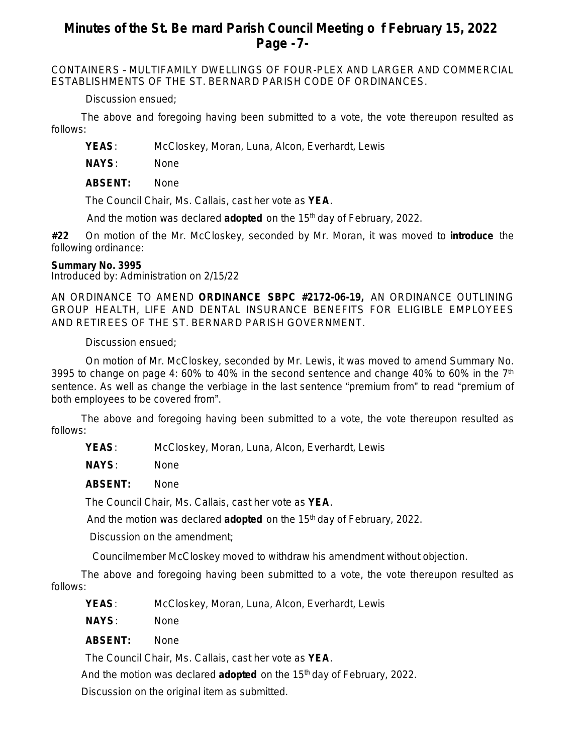CONTAINERS – MULTIFAMILY DWELLINGS OF FOUR-PLEX AND LARGER AND COMMERCIAL ESTABLISHMENTS OF THE ST. BERNARD PARISH CODE OF ORDINANCES.

Discussion ensued;

The above and foregoing having been submitted to a vote, the vote thereupon resulted as follows:

**YEAS**: McCloskey, Moran, Luna, Alcon, Everhardt, Lewis

**NAYS**: None

**ABSENT:** None

The Council Chair, Ms. Callais, cast her vote as **YEA**.

And the motion was declared **adopted** on the 15th day of February, 2022.

**#22** On motion of the Mr. McCloskey, seconded by Mr. Moran, it was moved to **introduce** the following ordinance:

**Summary No. 3995**
Introduced by: Administration on 2/15/22

AN ORDINANCE TO AMEND **ORDINANCE SBPC #2172-06-19,** AN ORDINANCE OUTLINING GROUP HEALTH, LIFE AND DENTAL INSURANCE BENEFITS FOR ELIGIBLE EMPLOYEES AND RETIREES OF THE ST. BERNARD PARISH GOVERNMENT.

Discussion ensued;

On motion of Mr. McCloskey, seconded by Mr. Lewis, it was moved to amend Summary No. 3995 to change on page 4: 60% to 40% in the second sentence and change 40% to 60% in the 7th sentence. As well as change the verbiage in the last sentence "premium from" to read "premium of both employees to be covered from".

The above and foregoing having been submitted to a vote, the vote thereupon resulted as follows:

**YEAS**: McCloskey, Moran, Luna, Alcon, Everhardt, Lewis

**NAYS**: None

**ABSENT:** None

The Council Chair, Ms. Callais, cast her vote as **YEA**.

And the motion was declared **adopted** on the 15th day of February, 2022.

Discussion on the amendment;

Councilmember McCloskey moved to withdraw his amendment without objection.

The above and foregoing having been submitted to a vote, the vote thereupon resulted as follows:

**YEAS**: McCloskey, Moran, Luna, Alcon, Everhardt, Lewis

**NAYS**: None

**ABSENT:** None

The Council Chair, Ms. Callais, cast her vote as **YEA**.

And the motion was declared **adopted** on the 15th day of February, 2022.

Discussion on the original item as submitted.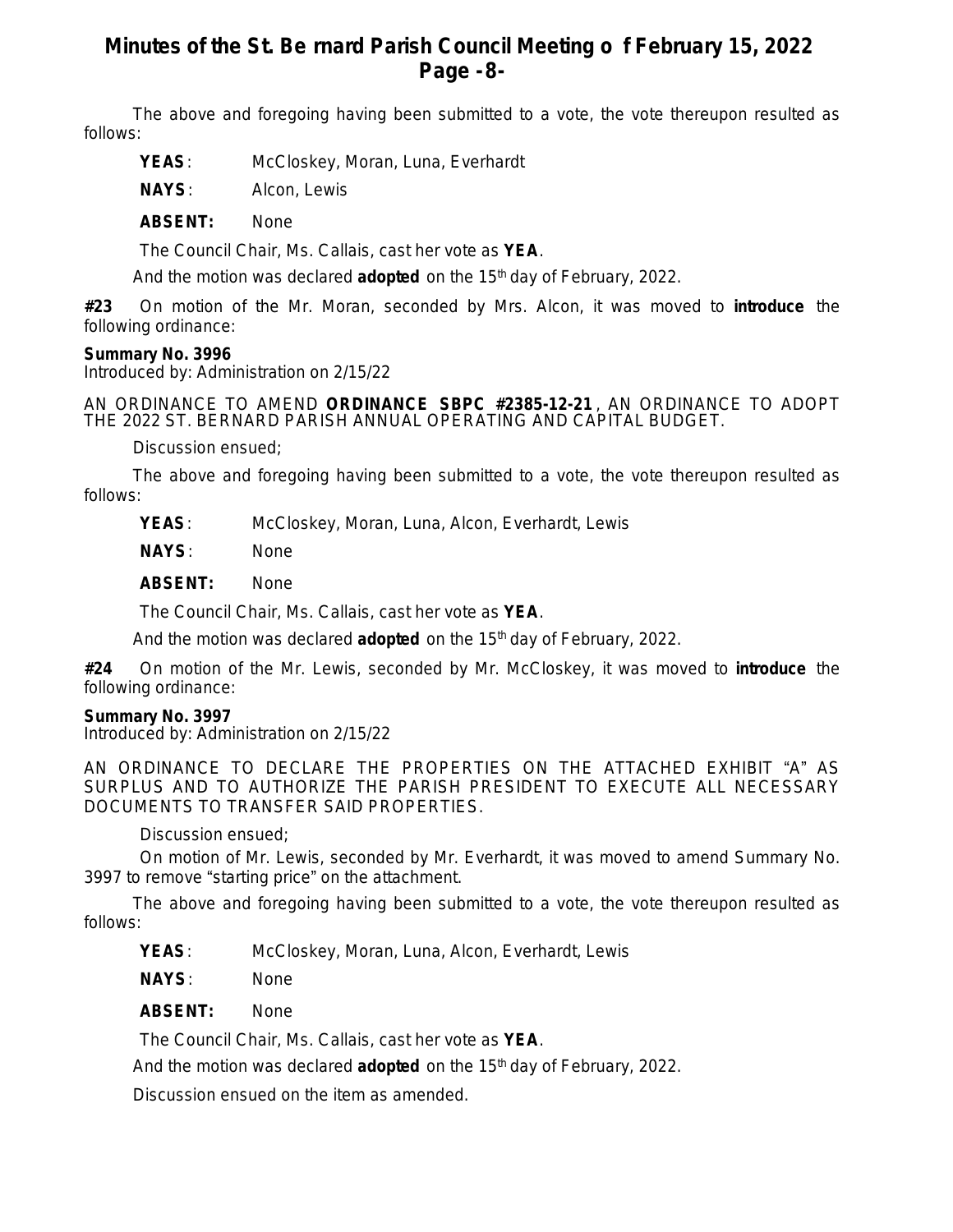The above and foregoing having been submitted to a vote, the vote thereupon resulted as follows:

**YEAS**: McCloskey, Moran, Luna, Everhardt

**NAYS**: Alcon, Lewis

**ABSENT:** None

The Council Chair, Ms. Callais, cast her vote as **YEA**.

And the motion was declared **adopted** on the 15th day of February, 2022.

**#23** On motion of the Mr. Moran, seconded by Mrs. Alcon, it was moved to **introduce** the following ordinance:

**Summary No. 3996**
Introduced by: Administration on 2/15/22

AN ORDINANCE TO AMEND **ORDINANCE SBPC #2385-12-21**, AN ORDINANCE TO ADOPT THE 2022 ST. BERNARD PARISH ANNUAL OPERATING AND CAPITAL BUDGET.

Discussion ensued;

The above and foregoing having been submitted to a vote, the vote thereupon resulted as follows:

**YEAS**: McCloskey, Moran, Luna, Alcon, Everhardt, Lewis

**NAYS**: None

**ABSENT:** None

The Council Chair, Ms. Callais, cast her vote as **YEA**.

And the motion was declared **adopted** on the 15th day of February, 2022.

**#24** On motion of the Mr. Lewis, seconded by Mr. McCloskey, it was moved to **introduce** the following ordinance:

**Summary No. 3997**
Introduced by: Administration on 2/15/22

AN ORDINANCE TO DECLARE THE PROPERTIES ON THE ATTACHED EXHIBIT "A" AS SURPLUS AND TO AUTHORIZE THE PARISH PRESIDENT TO EXECUTE ALL NECESSARY DOCUMENTS TO TRANSFER SAID PROPERTIES.

Discussion ensued;

On motion of Mr. Lewis, seconded by Mr. Everhardt, it was moved to amend Summary No. 3997 to remove "starting price" on the attachment.

The above and foregoing having been submitted to a vote, the vote thereupon resulted as follows:

**YEAS**: McCloskey, Moran, Luna, Alcon, Everhardt, Lewis

**NAYS**: None

**ABSENT:** None

The Council Chair, Ms. Callais, cast her vote as **YEA**.

And the motion was declared **adopted** on the 15th day of February, 2022.

Discussion ensued on the item as amended.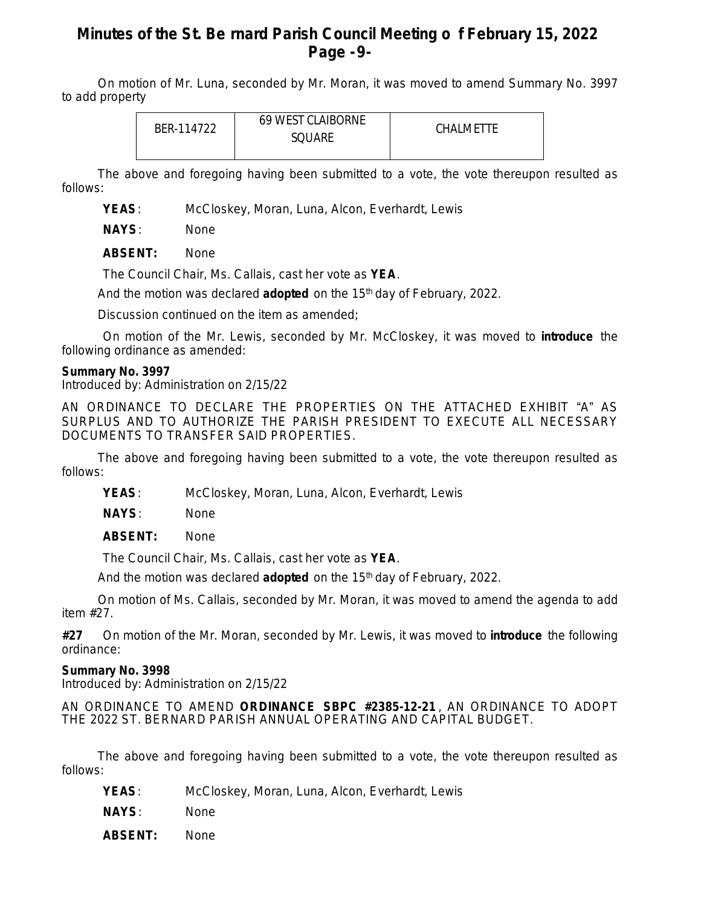On motion of Mr. Luna, seconded by Mr. Moran, it was moved to amend Summary No. 3997 to add property

| BER-114722 | 69 WEST CLAIBORNE SQUARE | CHALMETTE |
|---|---|---|

The above and foregoing having been submitted to a vote, the vote thereupon resulted as follows:

**YEAS**: McCloskey, Moran, Luna, Alcon, Everhardt, Lewis

**NAYS**: None

**ABSENT:** None

The Council Chair, Ms. Callais, cast her vote as **YEA**.

And the motion was declared **adopted** on the 15th day of February, 2022.

Discussion continued on the item as amended;

On motion of the Mr. Lewis, seconded by Mr. McCloskey, it was moved to **introduce** the following ordinance as amended:

**Summary No. 3997**
Introduced by: Administration on 2/15/22

AN ORDINANCE TO DECLARE THE PROPERTIES ON THE ATTACHED EXHIBIT "A" AS SURPLUS AND TO AUTHORIZE THE PARISH PRESIDENT TO EXECUTE ALL NECESSARY DOCUMENTS TO TRANSFER SAID PROPERTIES.

The above and foregoing having been submitted to a vote, the vote thereupon resulted as follows:

**YEAS**: McCloskey, Moran, Luna, Alcon, Everhardt, Lewis

**NAYS**: None

**ABSENT:** None

The Council Chair, Ms. Callais, cast her vote as **YEA**.

And the motion was declared **adopted** on the 15th day of February, 2022.

On motion of Ms. Callais, seconded by Mr. Moran, it was moved to amend the agenda to add item #27.

**#27** On motion of the Mr. Moran, seconded by Mr. Lewis, it was moved to **introduce** the following ordinance:

**Summary No. 3998**
Introduced by: Administration on 2/15/22

AN ORDINANCE TO AMEND **ORDINANCE SBPC #2385-12-21**, AN ORDINANCE TO ADOPT THE 2022 ST. BERNARD PARISH ANNUAL OPERATING AND CAPITAL BUDGET.

The above and foregoing having been submitted to a vote, the vote thereupon resulted as follows:

**YEAS**: McCloskey, Moran, Luna, Alcon, Everhardt, Lewis

**NAYS**: None

**ABSENT:** None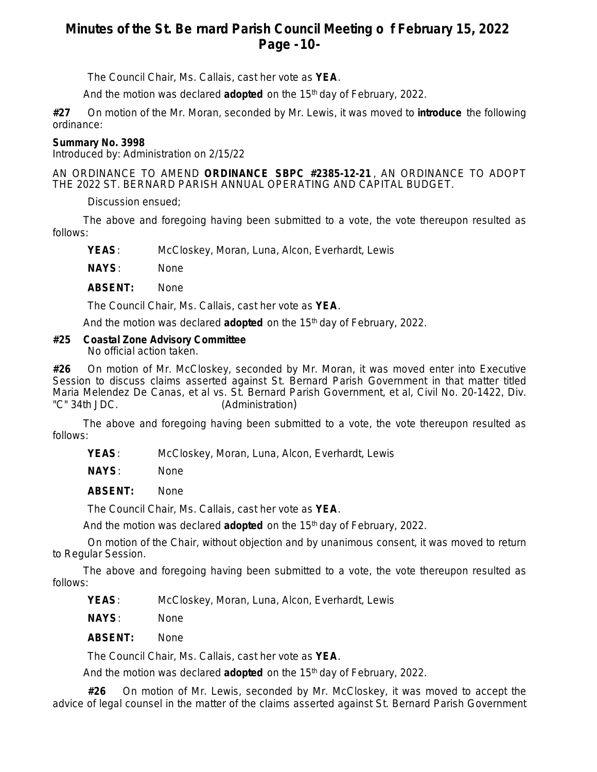The Council Chair, Ms. Callais, cast her vote as **YEA**.

And the motion was declared **adopted** on the 15th day of February, 2022.

**#27** On motion of the Mr. Moran, seconded by Mr. Lewis, it was moved to **introduce** the following ordinance:

**Summary No. 3998**
Introduced by: Administration on 2/15/22

AN ORDINANCE TO AMEND **ORDINANCE SBPC #2385-12-21**, AN ORDINANCE TO ADOPT THE 2022 ST. BERNARD PARISH ANNUAL OPERATING AND CAPITAL BUDGET.

Discussion ensued;

The above and foregoing having been submitted to a vote, the vote thereupon resulted as follows:

**YEAS**: McCloskey, Moran, Luna, Alcon, Everhardt, Lewis

**NAYS**: None

**ABSENT:** None

The Council Chair, Ms. Callais, cast her vote as **YEA**.

And the motion was declared **adopted** on the 15th day of February, 2022.

**#25 Coastal Zone Advisory Committee**
No official action taken.

**#26** On motion of Mr. McCloskey, seconded by Mr. Moran, it was moved enter into Executive Session to discuss claims asserted against St. Bernard Parish Government in that matter titled Maria Melendez De Canas, et al vs. St. Bernard Parish Government, et al, Civil No. 20-1422, Div. "C" 34th JDC. (Administration)

The above and foregoing having been submitted to a vote, the vote thereupon resulted as follows:

**YEAS**: McCloskey, Moran, Luna, Alcon, Everhardt, Lewis

**NAYS**: None

**ABSENT:** None

The Council Chair, Ms. Callais, cast her vote as **YEA**.

And the motion was declared **adopted** on the 15th day of February, 2022.

On motion of the Chair, without objection and by unanimous consent, it was moved to return to Regular Session.

The above and foregoing having been submitted to a vote, the vote thereupon resulted as follows:

**YEAS**: McCloskey, Moran, Luna, Alcon, Everhardt, Lewis

**NAYS**: None

**ABSENT:** None

The Council Chair, Ms. Callais, cast her vote as **YEA**.

And the motion was declared **adopted** on the 15th day of February, 2022.

**#26** On motion of Mr. Lewis, seconded by Mr. McCloskey, it was moved to accept the advice of legal counsel in the matter of the claims asserted against St. Bernard Parish Government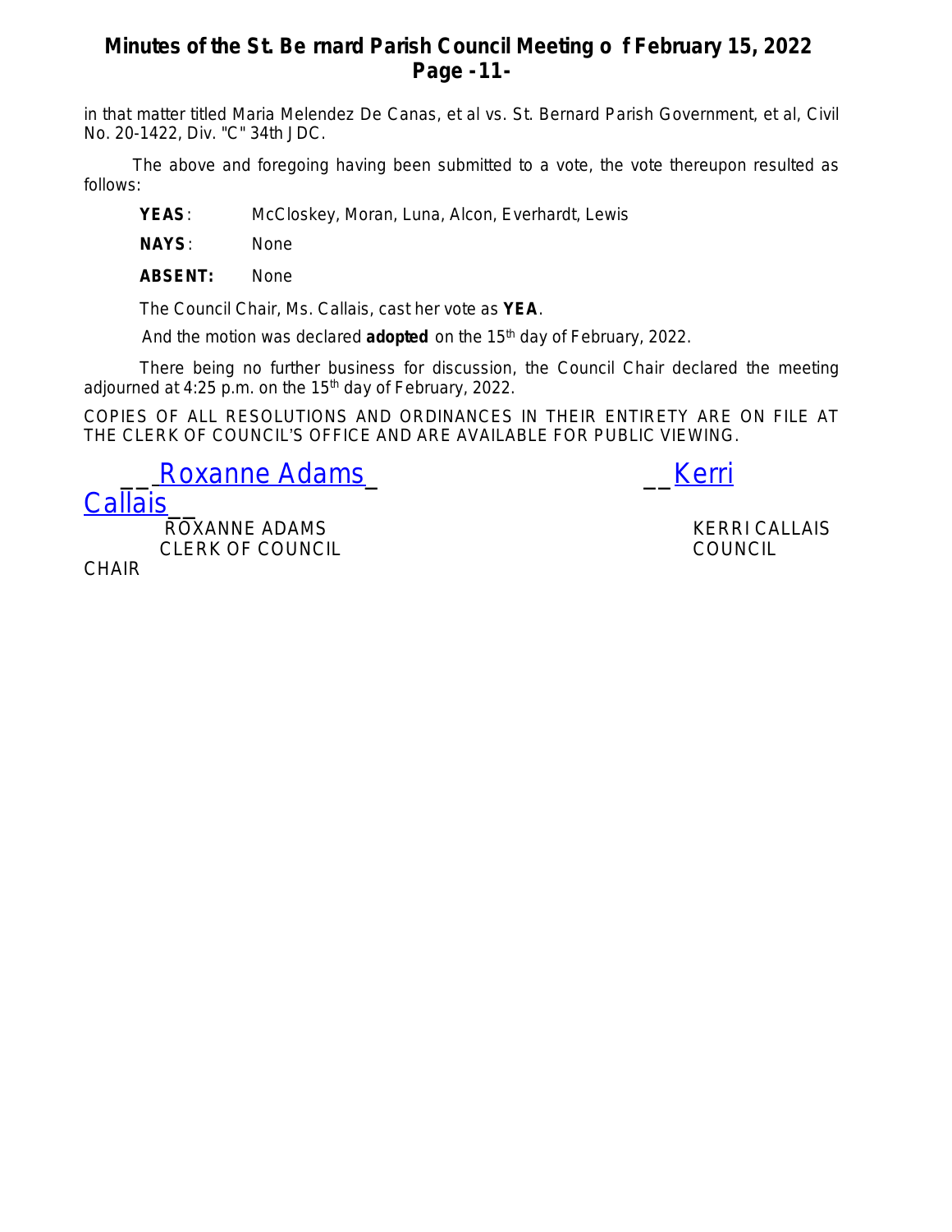in that matter titled Maria Melendez De Canas, et al vs. St. Bernard Parish Government, et al, Civil No. 20-1422, Div. "C" 34th JDC.

The above and foregoing having been submitted to a vote, the vote thereupon resulted as follows:

**YEAS**: McCloskey, Moran, Luna, Alcon, Everhardt, Lewis

**NAYS**: None

**ABSENT:** None

The Council Chair, Ms. Callais, cast her vote as **YEA**.

And the motion was declared **adopted** on the 15th day of February, 2022.

There being no further business for discussion, the Council Chair declared the meeting adjourned at 4:25 p.m. on the 15th day of February, 2022.

COPIES OF ALL RESOLUTIONS AND ORDINANCES IN THEIR ENTIRETY ARE ON FILE AT THE CLERK OF COUNCIL'S OFFICE AND ARE AVAILABLE FOR PUBLIC VIEWING.

__Roxanne Adams_ __Kerri Callais__

ROXANNE ADAMS
CLERK OF COUNCIL

KERRI CALLAIS
COUNCIL CHAIR